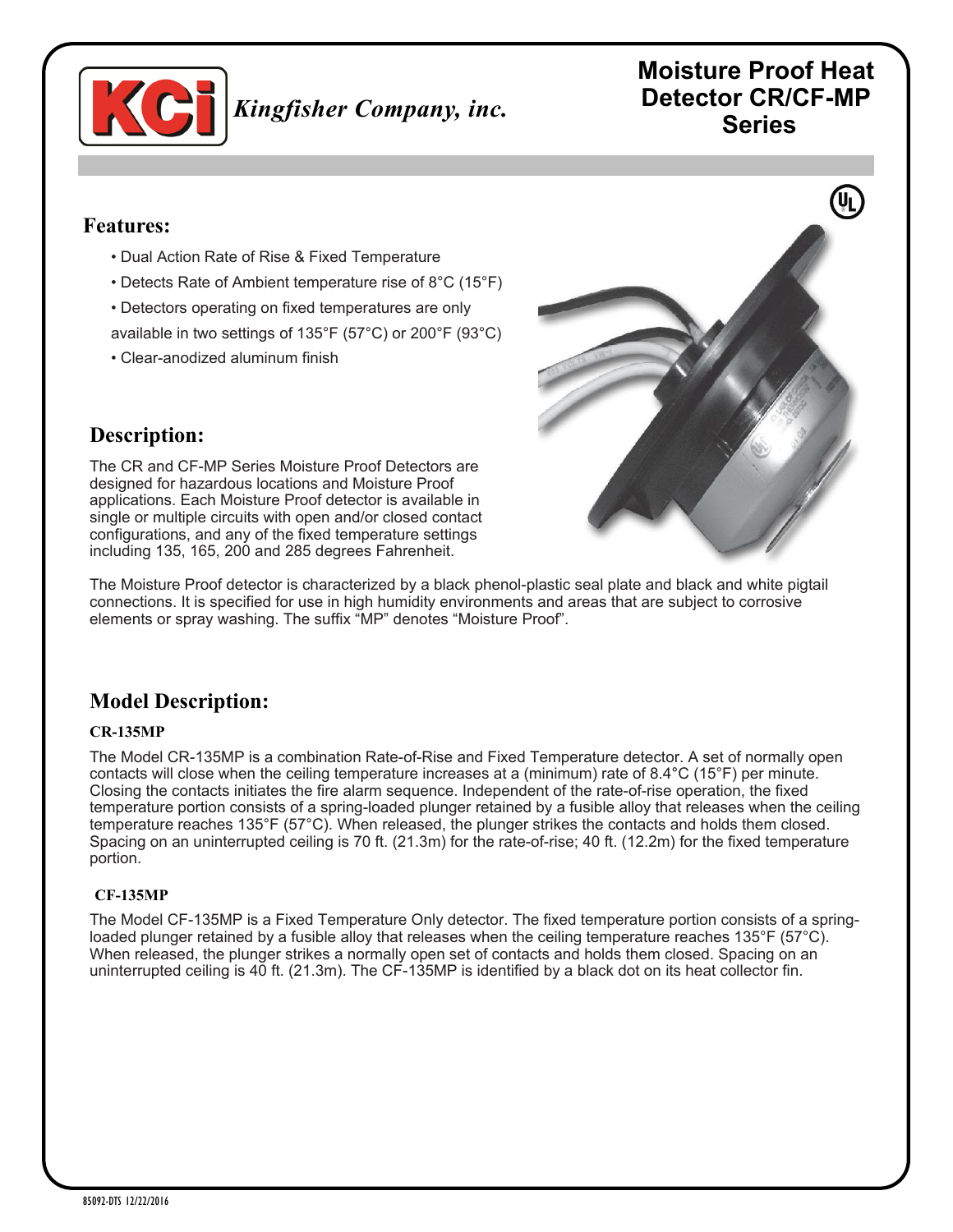Kingfisher Company, inc.

# Moisture Proof Heat Detector CR/CF-MP Series

## Features:

- Dual Action Rate of Rise & Fixed Temperature
- Detects Rate of Ambient temperature rise of 8°C (15°F)
- Detectors operating on fixed temperatures are only available in two settings of 135°F (57°C) or 200°F (93°C)
- Clear-anodized aluminum finish

## Description:

The CR and CF-MP Series Moisture Proof Detectors are designed for hazardous locations and Moisture Proof applications. Each Moisture Proof detector is available in single or multiple circuits with open and/or closed contact configurations, and any of the fixed temperature settings including 135, 165, 200 and 285 degrees Fahrenheit.

The Moisture Proof detector is characterized by a black phenol-plastic seal plate and black and white pigtail connections. It is specified for use in high humidity environments and areas that are subject to corrosive elements or spray washing. The suffix "MP" denotes "Moisture Proof".

## Model Description:

### CR-135MP

The Model CR-135MP is a combination Rate-of-Rise and Fixed Temperature detector. A set of normally open contacts will close when the ceiling temperature increases at a (minimum) rate of 8.4°C (15°F) per minute. Closing the contacts initiates the fire alarm sequence. Independent of the rate-of-rise operation, the fixed temperature portion consists of a spring-loaded plunger retained by a fusible alloy that releases when the ceiling temperature reaches 135°F (57°C). When released, the plunger strikes the contacts and holds them closed. Spacing on an uninterrupted ceiling is 70 ft. (21.3m) for the rate-of-rise; 40 ft. (12.2m) for the fixed temperature portion.

### CF-135MP

The Model CF-135MP is a Fixed Temperature Only detector. The fixed temperature portion consists of a spring-loaded plunger retained by a fusible alloy that releases when the ceiling temperature reaches 135°F (57°C). When released, the plunger strikes a normally open set of contacts and holds them closed. Spacing on an uninterrupted ceiling is 40 ft. (21.3m). The CF-135MP is identified by a black dot on its heat collector fin.

85092-DTS 12/22/2016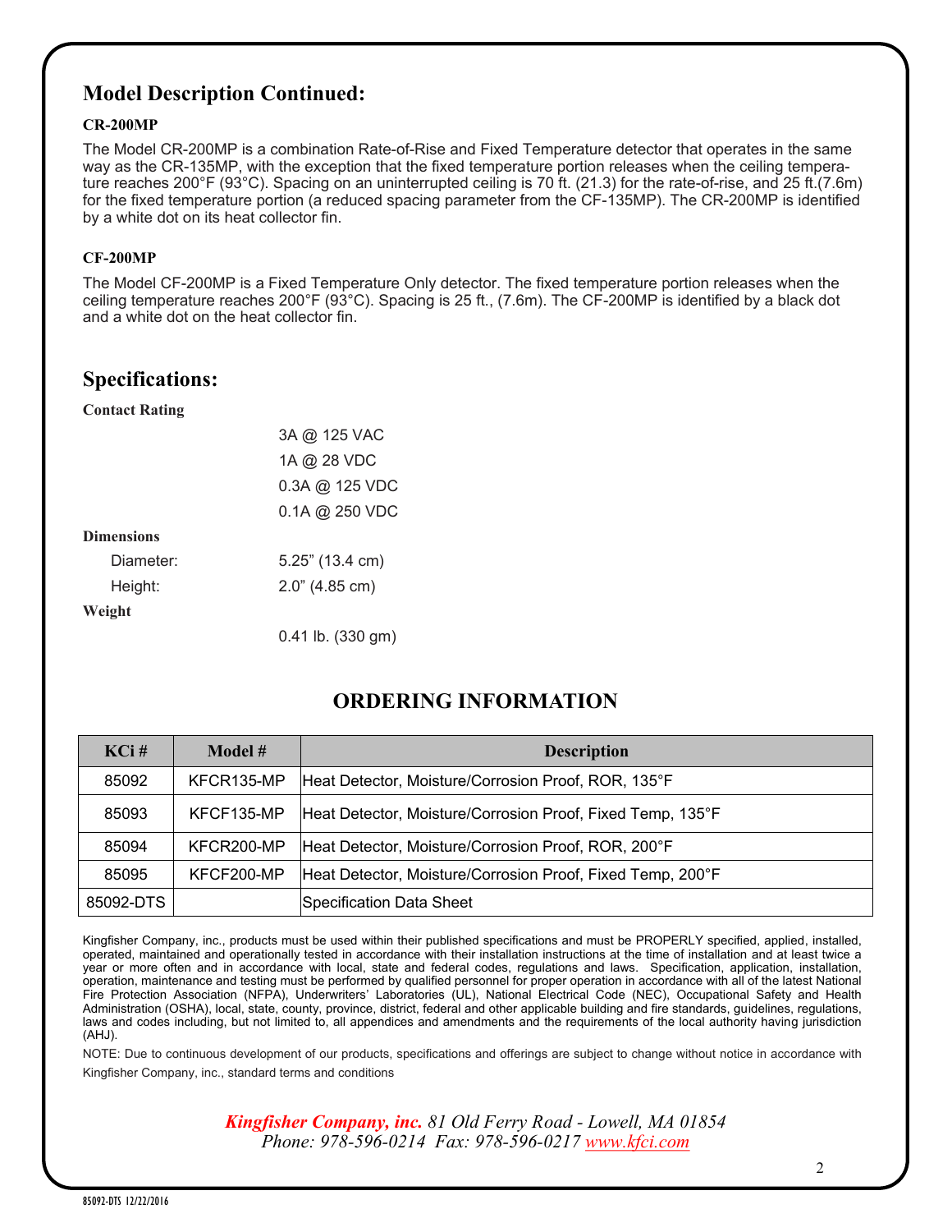## Model Description Continued:

### CR-200MP

The Model CR-200MP is a combination Rate-of-Rise and Fixed Temperature detector that operates in the same way as the CR-135MP, with the exception that the fixed temperature portion releases when the ceiling temperature reaches 200°F (93°C). Spacing on an uninterrupted ceiling is 70 ft. (21.3) for the rate-of-rise, and 25 ft.(7.6m) for the fixed temperature portion (a reduced spacing parameter from the CF-135MP). The CR-200MP is identified by a white dot on its heat collector fin.

### CF-200MP

The Model CF-200MP is a Fixed Temperature Only detector. The fixed temperature portion releases when the ceiling temperature reaches 200°F (93°C). Spacing is 25 ft., (7.6m). The CF-200MP is identified by a black dot and a white dot on the heat collector fin.

## Specifications:

**Contact Rating**

3A @ 125 VAC
1A @ 28 VDC
0.3A @ 125 VDC
0.1A @ 250 VDC

**Dimensions**

Diameter: 5.25” (13.4 cm)
Height: 2.0” (4.85 cm)

**Weight**

0.41 lb. (330 gm)

## ORDERING INFORMATION

| KCi # | Model # | Description |
| --- | --- | --- |
| 85092 | KFCR135-MP | Heat Detector, Moisture/Corrosion Proof, ROR, 135°F |
| 85093 | KFCF135-MP | Heat Detector, Moisture/Corrosion Proof, Fixed Temp, 135°F |
| 85094 | KFCR200-MP | Heat Detector, Moisture/Corrosion Proof, ROR, 200°F |
| 85095 | KFCF200-MP | Heat Detector, Moisture/Corrosion Proof, Fixed Temp, 200°F |
| 85092-DTS | | Specification Data Sheet |

Kingfisher Company, inc., products must be used within their published specifications and must be PROPERLY specified, applied, installed, operated, maintained and operationally tested in accordance with their installation instructions at the time of installation and at least twice a year or more often and in accordance with local, state and federal codes, regulations and laws. Specification, application, installation, operation, maintenance and testing must be performed by qualified personnel for proper operation in accordance with all of the latest National Fire Protection Association (NFPA), Underwriters’ Laboratories (UL), National Electrical Code (NEC), Occupational Safety and Health Administration (OSHA), local, state, county, province, district, federal and other applicable building and fire standards, guidelines, regulations, laws and codes including, but not limited to, all appendices and amendments and the requirements of the local authority having jurisdiction (AHJ).

NOTE: Due to continuous development of our products, specifications and offerings are subject to change without notice in accordance with Kingfisher Company, inc., standard terms and conditions

***Kingfisher Company, inc.*** *81 Old Ferry Road - Lowell, MA 01854*
*Phone: 978-596-0214 Fax: 978-596-0217 www.kfci.com*

85092-DTS 12/22/2016